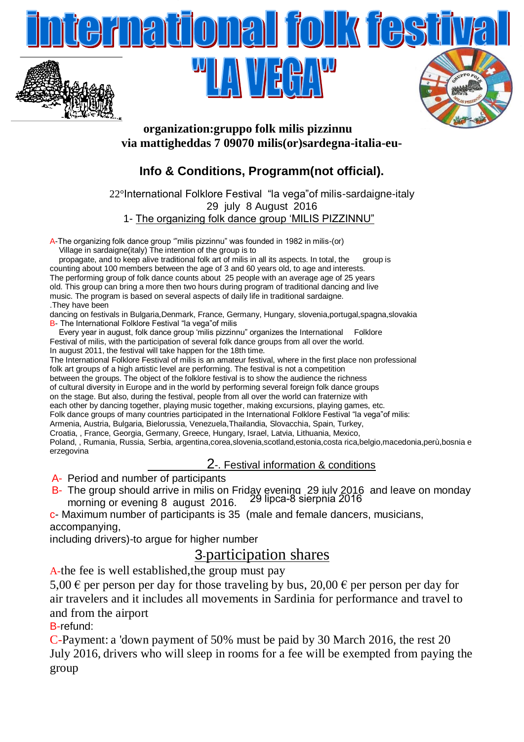# international folk festival "LA VEGA"

**organization:gruppo folk milis pizzinnu**
**via mattigheddas 7 09070 milis(or)sardegna-italia-eu-**

## Info & Conditions, Programm(not official).

22°International Folklore Festival "la vega"of milis-sardaigne-italy
29 july 8 August 2016
1- The organizing folk dance group 'MILIS PIZZINNU"

A-The organizing folk dance group '"milis pizzinnu" was founded in 1982 in milis-(or) Village in sardaigne(italy) The intention of the group is to propagate, and to keep alive traditional folk art of milis in all its aspects. In total, the group is counting about 100 members between the age of 3 and 60 years old, to age and interests. The performing group of folk dance counts about 25 people with an average age of 25 years old. This group can bring a more then two hours during program of traditional dancing and live music. The program is based on several aspects of daily life in traditional sardaigne. .They have been dancing on festivals in Bulgaria,Denmark, France, Germany, Hungary, slovenia,portugal,spagna,slovakia

B- The International Folklore Festival "la vega"of milis

Every year in august, folk dance group 'milis pizzinnu" organizes the International Folklore Festival of milis, with the participation of several folk dance groups from all over the world. In august 2011, the festival will take happen for the 18th time.
The International Folklore Festival of milis is an amateur festival, where in the first place non professional folk art groups of a high artistic level are performing. The festival is not a competition between the groups. The object of the folklore festival is to show the audience the richness of cultural diversity in Europe and in the world by performing several foreign folk dance groups on the stage. But also, during the festival, people from all over the world can fraternize with each other by dancing together, playing music together, making excursions, playing games, etc.
Folk dance groups of many countries participated in the International Folklore Festival "la vega"of milis: Armenia, Austria, Bulgaria, Bielorussia, Venezuela,Thailandia, Slovacchia, Spain, Turkey, Croatia, , France, Georgia, Germany, Greece, Hungary, Israel, Latvia, Lithuania, Mexico, Poland, , Rumania, Russia, Serbia, argentina,corea,slovenia,scotland,estonia,costa rica,belgio,macedonia,perù,bosnia e erzegovina

## 2-. Festival information & conditions

A- Period and number of participants
B- The group should arrive in milis on Friday evening 29 july 2016 and leave on monday morning or evening 8 august 2016. 29 lipca-8 sierpnia 2016
c- Maximum number of participants is 35 (male and female dancers, musicians, accompanying, including drivers)-to argue for higher number

## 3-participation shares

A-the fee is well established,the group must pay 5,00 € per person per day for those traveling by bus, 20,00 € per person per day for air travelers and it includes all movements in Sardinia for performance and travel to and from the airport

B-refund:

C-Payment: a 'down payment of 50% must be paid by 30 March 2016, the rest 20 July 2016, drivers who will sleep in rooms for a fee will be exempted from paying the group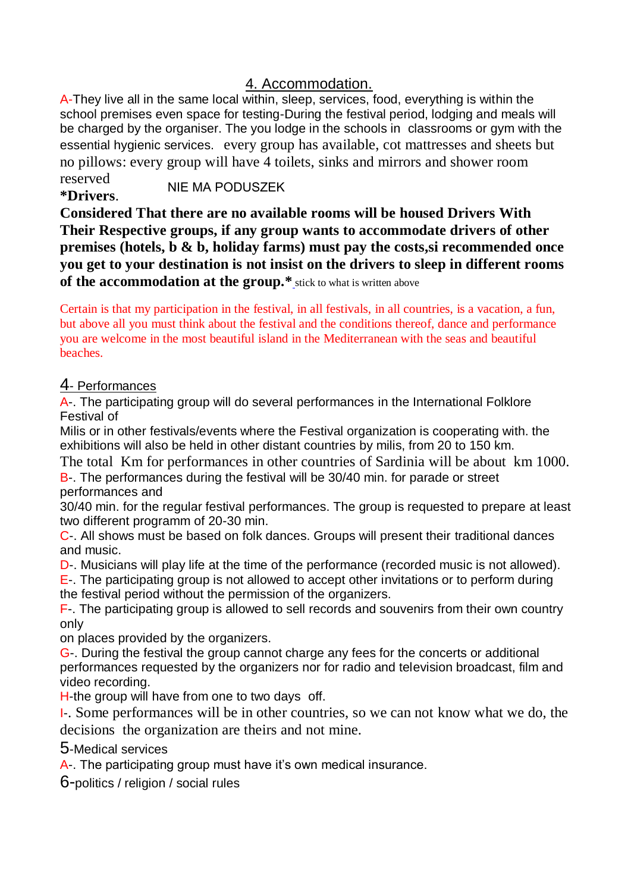## 4. Accommodation.

A-They live all in the same local within, sleep, services, food, everything is within the school premises even space for testing-During the festival period, lodging and meals will be charged by the organiser. The you lodge in the schools in classrooms or gym with the essential hygienic services. every group has available, cot mattresses and sheets but no pillows: every group will have 4 toilets, sinks and mirrors and shower room reserved

NIE MA PODUSZEK

**\*Drivers**.

**Considered That there are no available rooms will be housed Drivers With Their Respective groups, if any group wants to accommodate drivers of other premises (hotels, b & b, holiday farms) must pay the costs,si recommended once you get to your destination is not insist on the drivers to sleep in different rooms of the accommodation at the group.\*** stick to what is written above

Certain is that my participation in the festival, in all festivals, in all countries, is a vacation, a fun, but above all you must think about the festival and the conditions thereof, dance and performance you are welcome in the most beautiful island in the Mediterranean with the seas and beautiful beaches.

## 4- Performances

A-. The participating group will do several performances in the International Folklore Festival of

Milis or in other festivals/events where the Festival organization is cooperating with. the exhibitions will also be held in other distant countries by milis, from 20 to 150 km.

The total Km for performances in other countries of Sardinia will be about km 1000.

B-. The performances during the festival will be 30/40 min. for parade or street performances and

30/40 min. for the regular festival performances. The group is requested to prepare at least two different programm of 20-30 min.

C-. All shows must be based on folk dances. Groups will present their traditional dances and music.

D-. Musicians will play life at the time of the performance (recorded music is not allowed).

E-. The participating group is not allowed to accept other invitations or to perform during the festival period without the permission of the organizers.

F-. The participating group is allowed to sell records and souvenirs from their own country only

on places provided by the organizers.

G-. During the festival the group cannot charge any fees for the concerts or additional performances requested by the organizers nor for radio and television broadcast, film and video recording.

H-the group will have from one to two days off.

I-. Some performances will be in other countries, so we can not know what we do, the decisions the organization are theirs and not mine.

## 5-Medical services

A-. The participating group must have it's own medical insurance.

## 6-politics / religion / social rules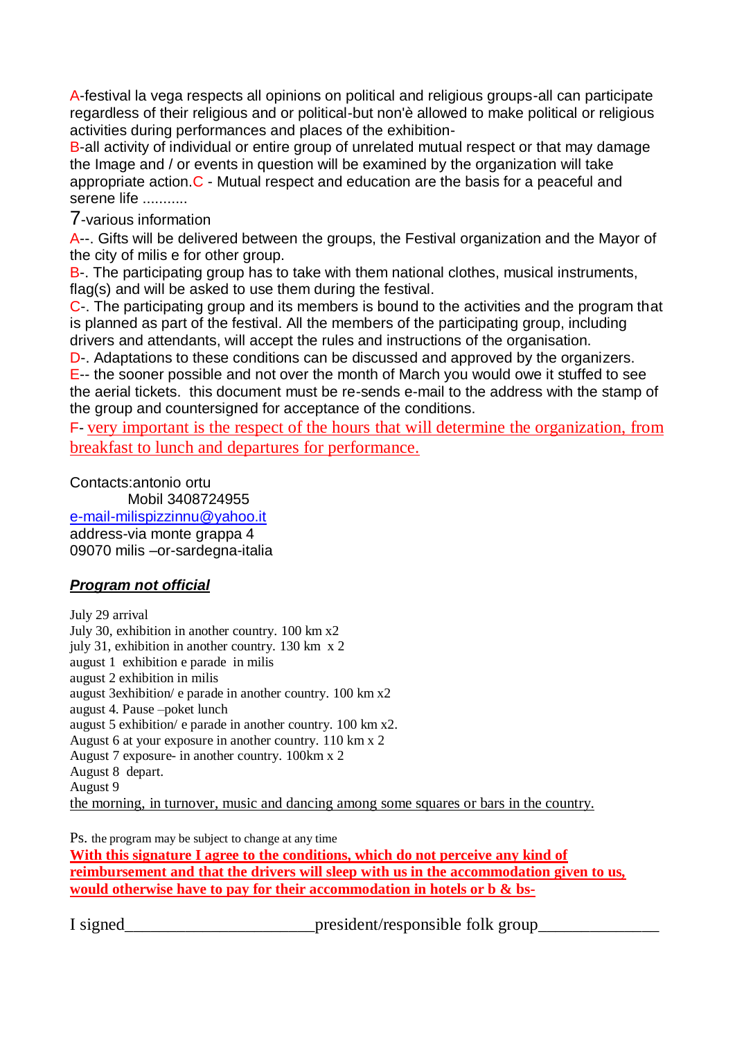A-festival la vega respects all opinions on political and religious groups-all can participate regardless of their religious and or political-but non'è allowed to make political or religious activities during performances and places of the exhibition-

B-all activity of individual or entire group of unrelated mutual respect or that may damage the Image and / or events in question will be examined by the organization will take appropriate action.C - Mutual respect and education are the basis for a peaceful and serene life ...........

7-various information

A--. Gifts will be delivered between the groups, the Festival organization and the Mayor of the city of milis e for other group.

B-. The participating group has to take with them national clothes, musical instruments, flag(s) and will be asked to use them during the festival.

C-. The participating group and its members is bound to the activities and the program that is planned as part of the festival. All the members of the participating group, including drivers and attendants, will accept the rules and instructions of the organisation.

D-. Adaptations to these conditions can be discussed and approved by the organizers.

E-- the sooner possible and not over the month of March you would owe it stuffed to see the aerial tickets. this document must be re-sends e-mail to the address with the stamp of the group and countersigned for acceptance of the conditions.

F- very important is the respect of the hours that will determine the organization, from breakfast to lunch and departures for performance.

Contacts:antonio ortu
Mobil 3408724955
e-mail-milispizzinnu@yahoo.it
address-via monte grappa 4
09070 milis –or-sardegna-italia

***Program not official***

July 29 arrival
July 30, exhibition in another country. 100 km x2
july 31, exhibition in another country. 130 km x 2
august 1 exhibition e parade in milis
august 2 exhibition in milis
august 3exhibition/ e parade in another country. 100 km x2
august 4. Pause –poket lunch
august 5 exhibition/ e parade in another country. 100 km x2.
August 6 at your exposure in another country. 110 km x 2
August 7 exposure- in another country. 100km x 2
August 8 depart.
August 9
the morning, in turnover, music and dancing among some squares or bars in the country.

Ps. the program may be subject to change at any time

**With this signature I agree to the conditions, which do not perceive any kind of reimbursement and that the drivers will sleep with us in the accommodation given to us, would otherwise have to pay for their accommodation in hotels or b & bs-**

I signed______________________president/responsible folk group______________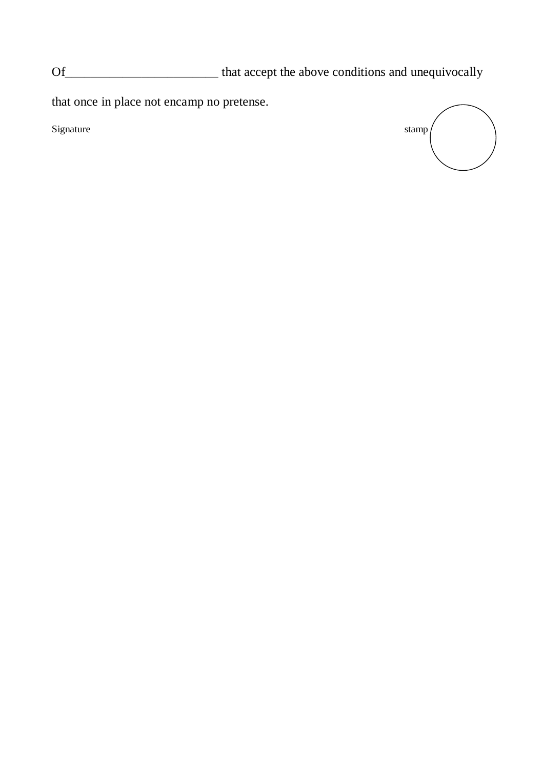Of________________________ that accept the above conditions and unequivocally that once in place not encamp no pretense.

Signature

stamp